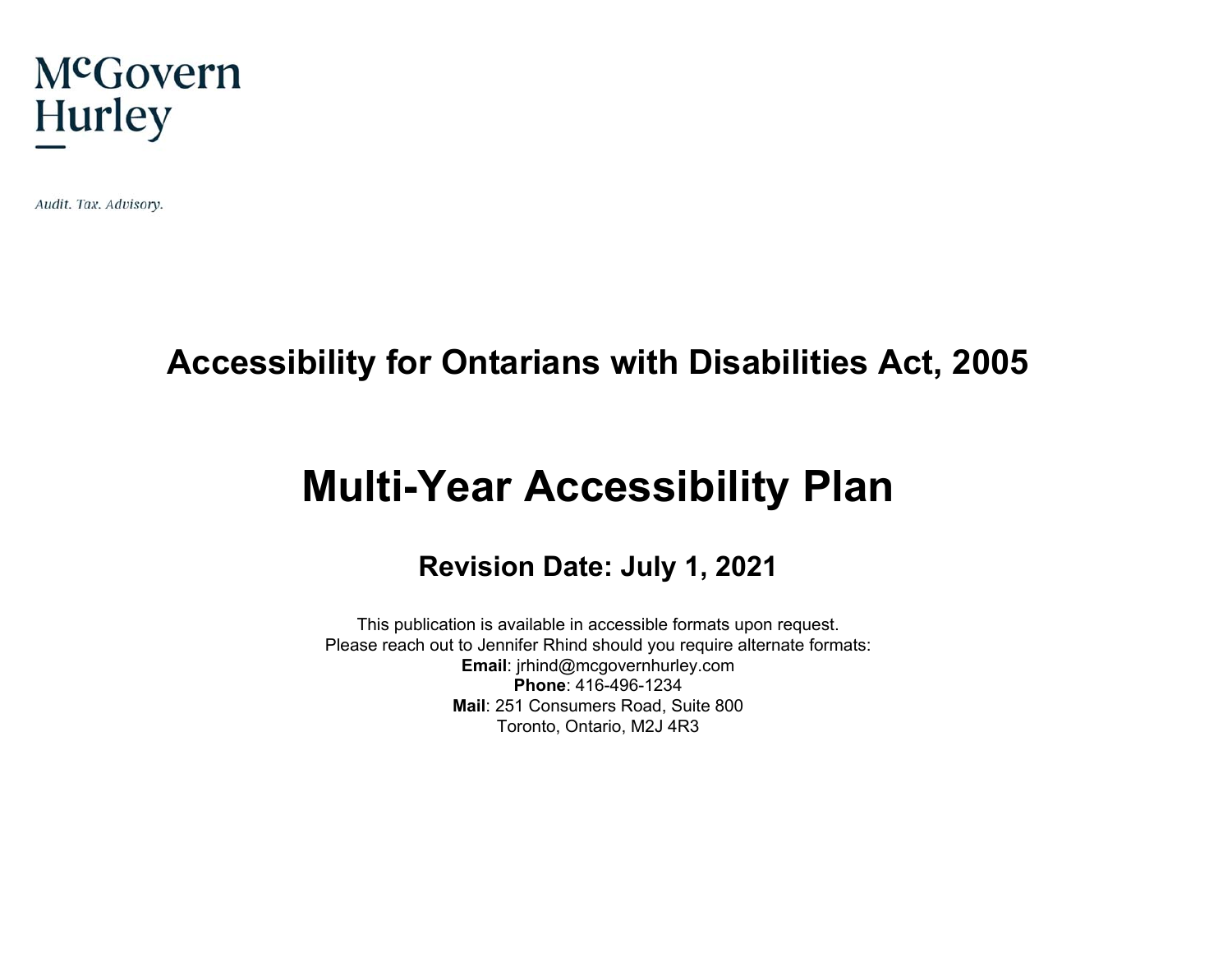McGovern Hurley

*Audit. Tax. Advisory.*

## Accessibility for Ontarians with Disabilities Act, 2005

# Multi-Year Accessibility Plan

### Revision Date: July 1, 2021

This publication is available in accessible formats upon request.
Please reach out to Jennifer Rhind should you require alternate formats:
**Email**: jrhind@mcgovernhurley.com
**Phone**: 416-496-1234
**Mail**: 251 Consumers Road, Suite 800
Toronto, Ontario, M2J 4R3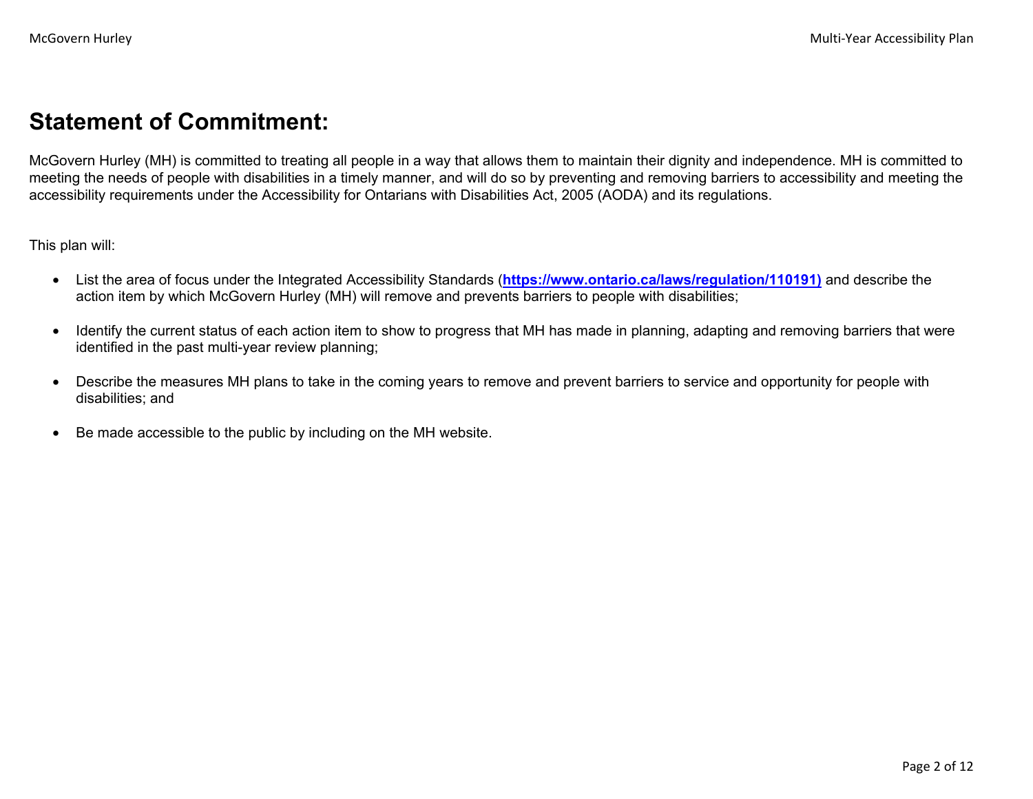# Statement of Commitment:

McGovern Hurley (MH) is committed to treating all people in a way that allows them to maintain their dignity and independence. MH is committed to meeting the needs of people with disabilities in a timely manner, and will do so by preventing and removing barriers to accessibility and meeting the accessibility requirements under the Accessibility for Ontarians with Disabilities Act, 2005 (AODA) and its regulations.

This plan will:

- List the area of focus under the Integrated Accessibility Standards (**https://www.ontario.ca/laws/regulation/110191)** and describe the action item by which McGovern Hurley (MH) will remove and prevents barriers to people with disabilities;

- Identify the current status of each action item to show to progress that MH has made in planning, adapting and removing barriers that were identified in the past multi-year review planning;

- Describe the measures MH plans to take in the coming years to remove and prevent barriers to service and opportunity for people with disabilities; and

- Be made accessible to the public by including on the MH website.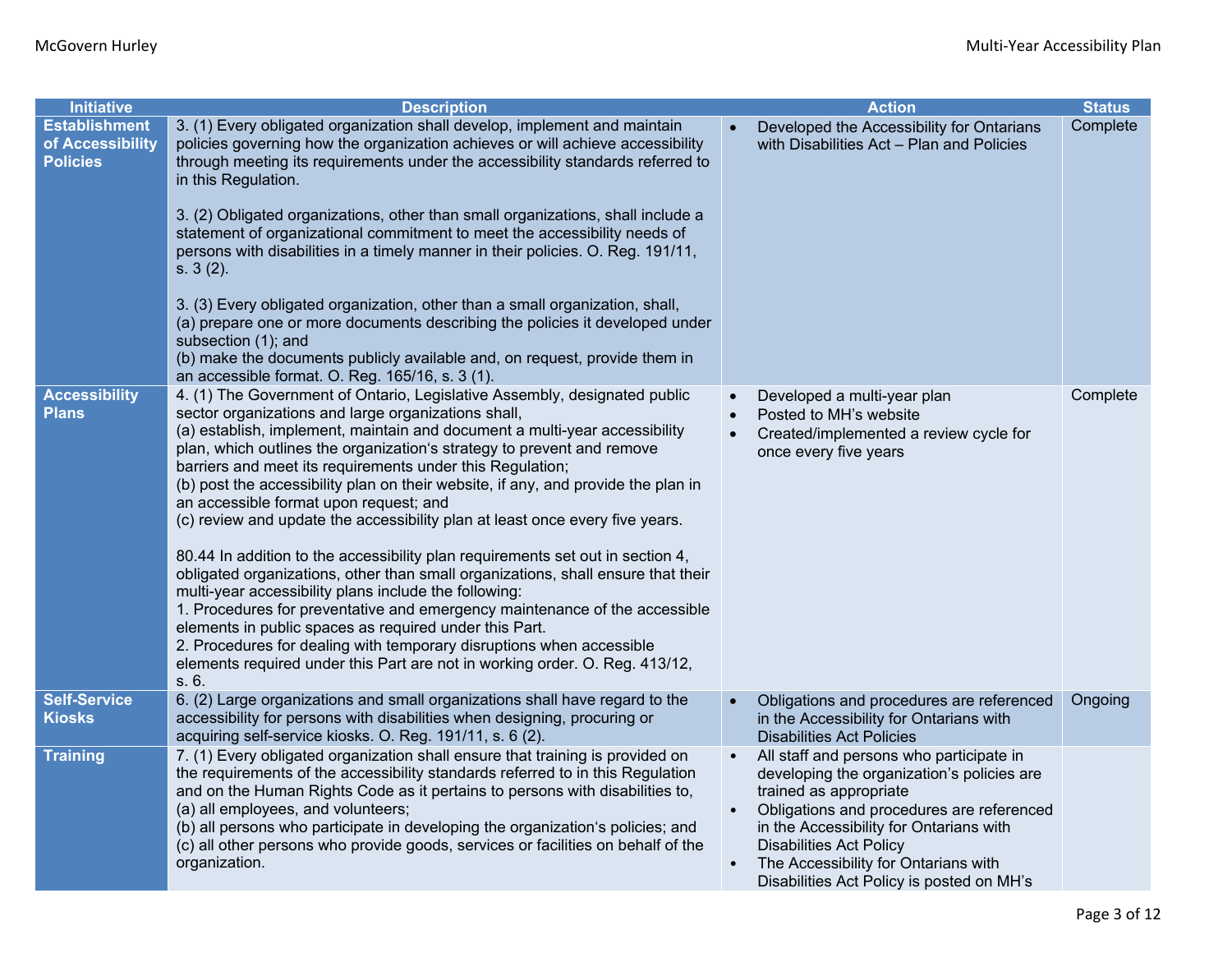| Initiative | Description | Action | Status |
|---|---|---|---|
| **Establishment of Accessibility Policies** | 3. (1) Every obligated organization shall develop, implement and maintain policies governing how the organization achieves or will achieve accessibility through meeting its requirements under the accessibility standards referred to in this Regulation.<br><br>3. (2) Obligated organizations, other than small organizations, shall include a statement of organizational commitment to meet the accessibility needs of persons with disabilities in a timely manner in their policies. O. Reg. 191/11, s. 3 (2).<br><br>3. (3) Every obligated organization, other than a small organization, shall,<br>(a) prepare one or more documents describing the policies it developed under subsection (1); and<br>(b) make the documents publicly available and, on request, provide them in an accessible format. O. Reg. 165/16, s. 3 (1). | • Developed the Accessibility for Ontarians with Disabilities Act – Plan and Policies | Complete |
| **Accessibility Plans** | 4. (1) The Government of Ontario, Legislative Assembly, designated public sector organizations and large organizations shall,<br>(a) establish, implement, maintain and document a multi-year accessibility plan, which outlines the organization's strategy to prevent and remove barriers and meet its requirements under this Regulation;<br>(b) post the accessibility plan on their website, if any, and provide the plan in an accessible format upon request; and<br>(c) review and update the accessibility plan at least once every five years.<br><br>80.44 In addition to the accessibility plan requirements set out in section 4, obligated organizations, other than small organizations, shall ensure that their multi-year accessibility plans include the following:<br>1. Procedures for preventative and emergency maintenance of the accessible elements in public spaces as required under this Part.<br>2. Procedures for dealing with temporary disruptions when accessible elements required under this Part are not in working order. O. Reg. 413/12, s. 6. | • Developed a multi-year plan<br>• Posted to MH's website<br>• Created/implemented a review cycle for once every five years | Complete |
| **Self-Service Kiosks** | 6. (2) Large organizations and small organizations shall have regard to the accessibility for persons with disabilities when designing, procuring or acquiring self-service kiosks. O. Reg. 191/11, s. 6 (2). | • Obligations and procedures are referenced in the Accessibility for Ontarians with Disabilities Act Policies | Ongoing |
| **Training** | 7. (1) Every obligated organization shall ensure that training is provided on the requirements of the accessibility standards referred to in this Regulation and on the Human Rights Code as it pertains to persons with disabilities to,<br>(a) all employees, and volunteers;<br>(b) all persons who participate in developing the organization's policies; and<br>(c) all other persons who provide goods, services or facilities on behalf of the organization. | • All staff and persons who participate in developing the organization's policies are trained as appropriate<br>• Obligations and procedures are referenced in the Accessibility for Ontarians with Disabilities Act Policy<br>• The Accessibility for Ontarians with Disabilities Act Policy is posted on MH's | |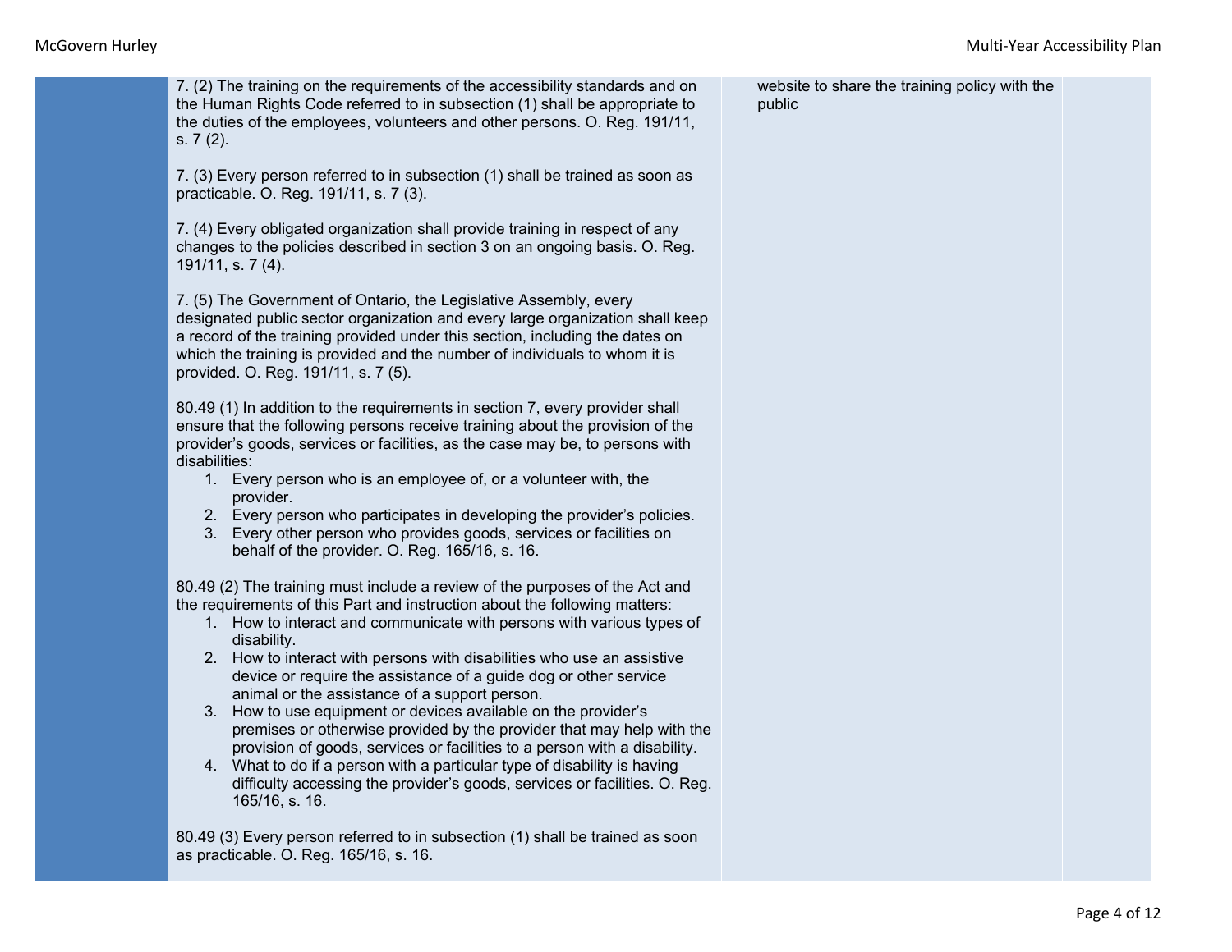| | | | |
|---|---|---|---|
| | 7. (2) The training on the requirements of the accessibility standards and on the Human Rights Code referred to in subsection (1) shall be appropriate to the duties of the employees, volunteers and other persons. O. Reg. 191/11, s. 7 (2).<br><br>7. (3) Every person referred to in subsection (1) shall be trained as soon as practicable. O. Reg. 191/11, s. 7 (3).<br><br>7. (4) Every obligated organization shall provide training in respect of any changes to the policies described in section 3 on an ongoing basis. O. Reg. 191/11, s. 7 (4).<br><br>7. (5) The Government of Ontario, the Legislative Assembly, every designated public sector organization and every large organization shall keep a record of the training provided under this section, including the dates on which the training is provided and the number of individuals to whom it is provided. O. Reg. 191/11, s. 7 (5).<br><br>80.49 (1) In addition to the requirements in section 7, every provider shall ensure that the following persons receive training about the provision of the provider's goods, services or facilities, as the case may be, to persons with disabilities:<br>1. Every person who is an employee of, or a volunteer with, the provider.<br>2. Every person who participates in developing the provider's policies.<br>3. Every other person who provides goods, services or facilities on behalf of the provider. O. Reg. 165/16, s. 16.<br><br>80.49 (2) The training must include a review of the purposes of the Act and the requirements of this Part and instruction about the following matters:<br>1. How to interact and communicate with persons with various types of disability.<br>2. How to interact with persons with disabilities who use an assistive device or require the assistance of a guide dog or other service animal or the assistance of a support person.<br>3. How to use equipment or devices available on the provider's premises or otherwise provided by the provider that may help with the provision of goods, services or facilities to a person with a disability.<br>4. What to do if a person with a particular type of disability is having difficulty accessing the provider's goods, services or facilities. O. Reg. 165/16, s. 16.<br><br>80.49 (3) Every person referred to in subsection (1) shall be trained as soon as practicable. O. Reg. 165/16, s. 16. | website to share the training policy with the public | |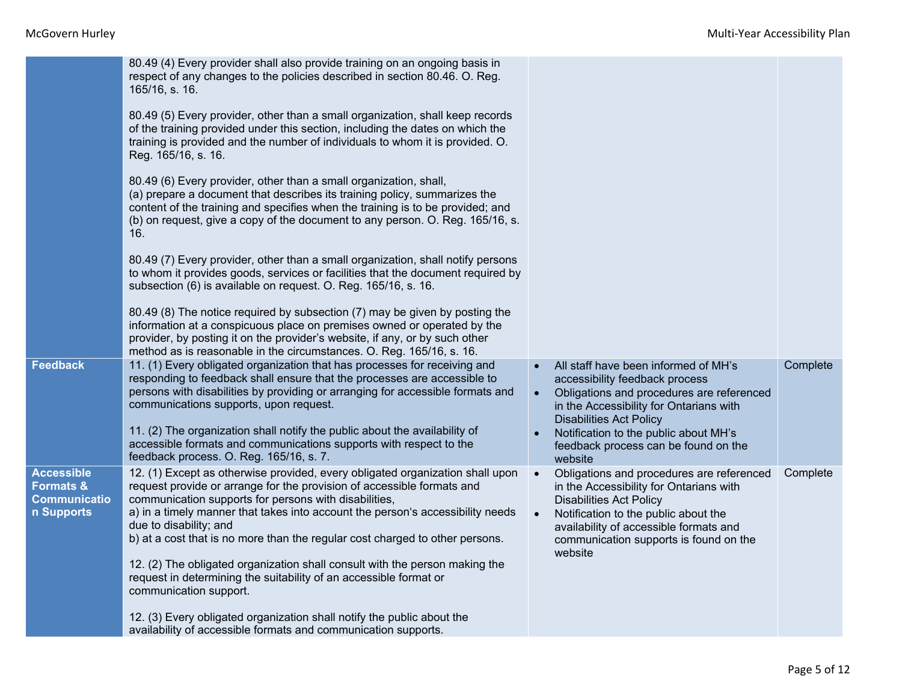| | | | |
|---|---|---|---|
| | 80.49 (4) Every provider shall also provide training on an ongoing basis in respect of any changes to the policies described in section 80.46. O. Reg. 165/16, s. 16.<br><br>80.49 (5) Every provider, other than a small organization, shall keep records of the training provided under this section, including the dates on which the training is provided and the number of individuals to whom it is provided. O. Reg. 165/16, s. 16.<br><br>80.49 (6) Every provider, other than a small organization, shall,<br>(a) prepare a document that describes its training policy, summarizes the content of the training and specifies when the training is to be provided; and<br>(b) on request, give a copy of the document to any person. O. Reg. 165/16, s. 16.<br><br>80.49 (7) Every provider, other than a small organization, shall notify persons to whom it provides goods, services or facilities that the document required by subsection (6) is available on request. O. Reg. 165/16, s. 16.<br><br>80.49 (8) The notice required by subsection (7) may be given by posting the information at a conspicuous place on premises owned or operated by the provider, by posting it on the provider's website, if any, or by such other method as is reasonable in the circumstances. O. Reg. 165/16, s. 16. | | |
| **Feedback** | 11. (1) Every obligated organization that has processes for receiving and responding to feedback shall ensure that the processes are accessible to persons with disabilities by providing or arranging for accessible formats and communications supports, upon request.<br><br>11. (2) The organization shall notify the public about the availability of accessible formats and communications supports with respect to the feedback process. O. Reg. 165/16, s. 7. | • All staff have been informed of MH's accessibility feedback process<br>• Obligations and procedures are referenced in the Accessibility for Ontarians with Disabilities Act Policy<br>• Notification to the public about MH's feedback process can be found on the website | Complete |
| **Accessible Formats & Communication Supports** | 12. (1) Except as otherwise provided, every obligated organization shall upon request provide or arrange for the provision of accessible formats and communication supports for persons with disabilities,<br>a) in a timely manner that takes into account the person's accessibility needs due to disability; and<br>b) at a cost that is no more than the regular cost charged to other persons.<br><br>12. (2) The obligated organization shall consult with the person making the request in determining the suitability of an accessible format or communication support.<br><br>12. (3) Every obligated organization shall notify the public about the availability of accessible formats and communication supports. | • Obligations and procedures are referenced in the Accessibility for Ontarians with Disabilities Act Policy<br>• Notification to the public about the availability of accessible formats and communication supports is found on the website | Complete |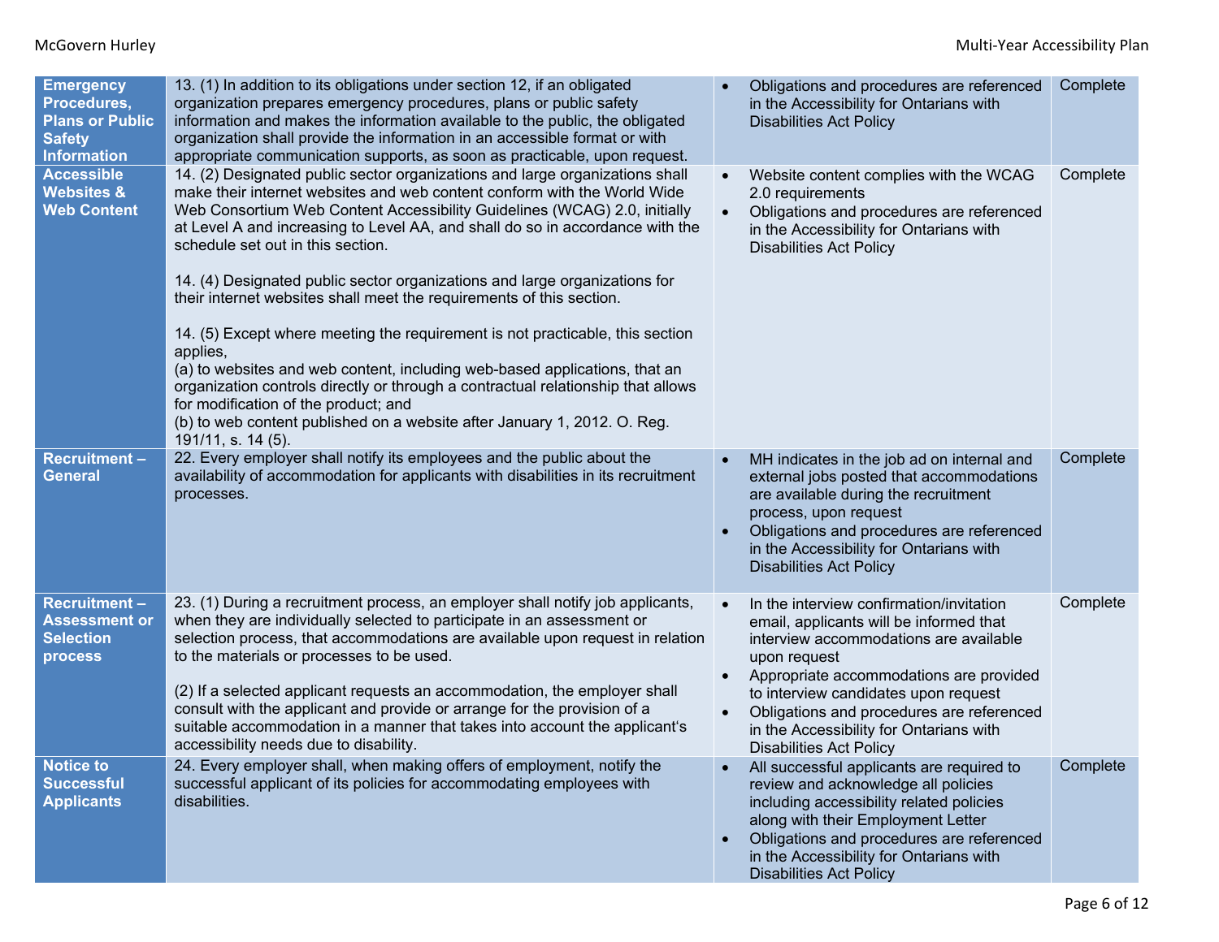| | | | |
|---|---|---|---|
| **Emergency Procedures, Plans or Public Safety Information** | 13. (1) In addition to its obligations under section 12, if an obligated organization prepares emergency procedures, plans or public safety information and makes the information available to the public, the obligated organization shall provide the information in an accessible format or with appropriate communication supports, as soon as practicable, upon request. | • Obligations and procedures are referenced in the Accessibility for Ontarians with Disabilities Act Policy | Complete |
| **Accessible Websites & Web Content** | 14. (2) Designated public sector organizations and large organizations shall make their internet websites and web content conform with the World Wide Web Consortium Web Content Accessibility Guidelines (WCAG) 2.0, initially at Level A and increasing to Level AA, and shall do so in accordance with the schedule set out in this section.<br><br>14. (4) Designated public sector organizations and large organizations for their internet websites shall meet the requirements of this section.<br><br>14. (5) Except where meeting the requirement is not practicable, this section applies,<br>(a) to websites and web content, including web-based applications, that an organization controls directly or through a contractual relationship that allows for modification of the product; and<br>(b) to web content published on a website after January 1, 2012. O. Reg. 191/11, s. 14 (5). | • Website content complies with the WCAG 2.0 requirements<br>• Obligations and procedures are referenced in the Accessibility for Ontarians with Disabilities Act Policy | Complete |
| **Recruitment – General** | 22. Every employer shall notify its employees and the public about the availability of accommodation for applicants with disabilities in its recruitment processes. | • MH indicates in the job ad on internal and external jobs posted that accommodations are available during the recruitment process, upon request<br>• Obligations and procedures are referenced in the Accessibility for Ontarians with Disabilities Act Policy | Complete |
| **Recruitment – Assessment or Selection process** | 23. (1) During a recruitment process, an employer shall notify job applicants, when they are individually selected to participate in an assessment or selection process, that accommodations are available upon request in relation to the materials or processes to be used.<br><br>(2) If a selected applicant requests an accommodation, the employer shall consult with the applicant and provide or arrange for the provision of a suitable accommodation in a manner that takes into account the applicant's accessibility needs due to disability. | • In the interview confirmation/invitation email, applicants will be informed that interview accommodations are available upon request<br>• Appropriate accommodations are provided to interview candidates upon request<br>• Obligations and procedures are referenced in the Accessibility for Ontarians with Disabilities Act Policy | Complete |
| **Notice to Successful Applicants** | 24. Every employer shall, when making offers of employment, notify the successful applicant of its policies for accommodating employees with disabilities. | • All successful applicants are required to review and acknowledge all policies including accessibility related policies along with their Employment Letter<br>• Obligations and procedures are referenced in the Accessibility for Ontarians with Disabilities Act Policy | Complete |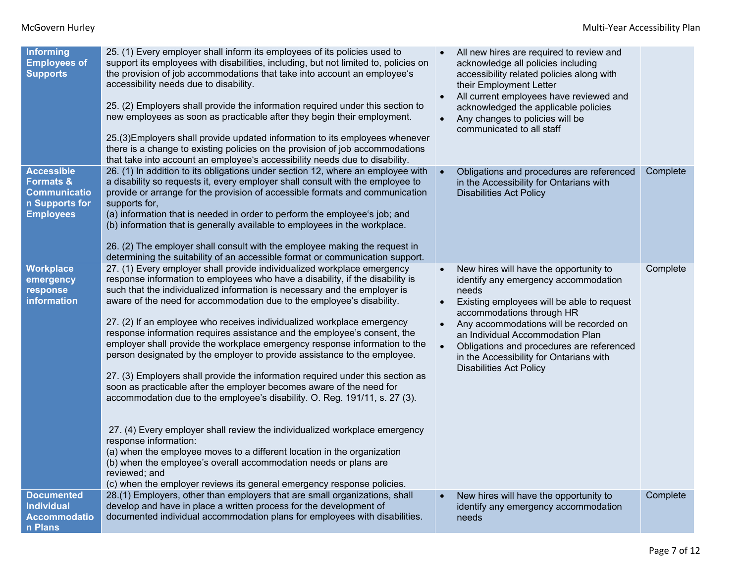| | | | |
|---|---|---|---|
| **Informing Employees of Supports** | 25. (1) Every employer shall inform its employees of its policies used to support its employees with disabilities, including, but not limited to, policies on the provision of job accommodations that take into account an employee's accessibility needs due to disability.<br><br>25. (2) Employers shall provide the information required under this section to new employees as soon as practicable after they begin their employment.<br><br>25.(3)Employers shall provide updated information to its employees whenever there is a change to existing policies on the provision of job accommodations that take into account an employee's accessibility needs due to disability. | • All new hires are required to review and acknowledge all policies including accessibility related policies along with their Employment Letter<br>• All current employees have reviewed and acknowledged the applicable policies<br>• Any changes to policies will be communicated to all staff | |
| **Accessible Formats & Communication Supports for Employees** | 26. (1) In addition to its obligations under section 12, where an employee with a disability so requests it, every employer shall consult with the employee to provide or arrange for the provision of accessible formats and communication supports for,<br>(a) information that is needed in order to perform the employee's job; and<br>(b) information that is generally available to employees in the workplace.<br><br>26. (2) The employer shall consult with the employee making the request in determining the suitability of an accessible format or communication support. | • Obligations and procedures are referenced in the Accessibility for Ontarians with Disabilities Act Policy | Complete |
| **Workplace emergency response information** | 27. (1) Every employer shall provide individualized workplace emergency response information to employees who have a disability, if the disability is such that the individualized information is necessary and the employer is aware of the need for accommodation due to the employee's disability.<br><br>27. (2) If an employee who receives individualized workplace emergency response information requires assistance and the employee's consent, the employer shall provide the workplace emergency response information to the person designated by the employer to provide assistance to the employee.<br><br>27. (3) Employers shall provide the information required under this section as soon as practicable after the employer becomes aware of the need for accommodation due to the employee's disability. O. Reg. 191/11, s. 27 (3).<br><br>27. (4) Every employer shall review the individualized workplace emergency response information:<br>(a) when the employee moves to a different location in the organization<br>(b) when the employee's overall accommodation needs or plans are reviewed; and<br>(c) when the employer reviews its general emergency response policies. | • New hires will have the opportunity to identify any emergency accommodation needs<br>• Existing employees will be able to request accommodations through HR<br>• Any accommodations will be recorded on an Individual Accommodation Plan<br>• Obligations and procedures are referenced in the Accessibility for Ontarians with Disabilities Act Policy | Complete |
| **Documented Individual Accommodation Plans** | 28.(1) Employers, other than employers that are small organizations, shall develop and have in place a written process for the development of documented individual accommodation plans for employees with disabilities. | • New hires will have the opportunity to identify any emergency accommodation needs | Complete |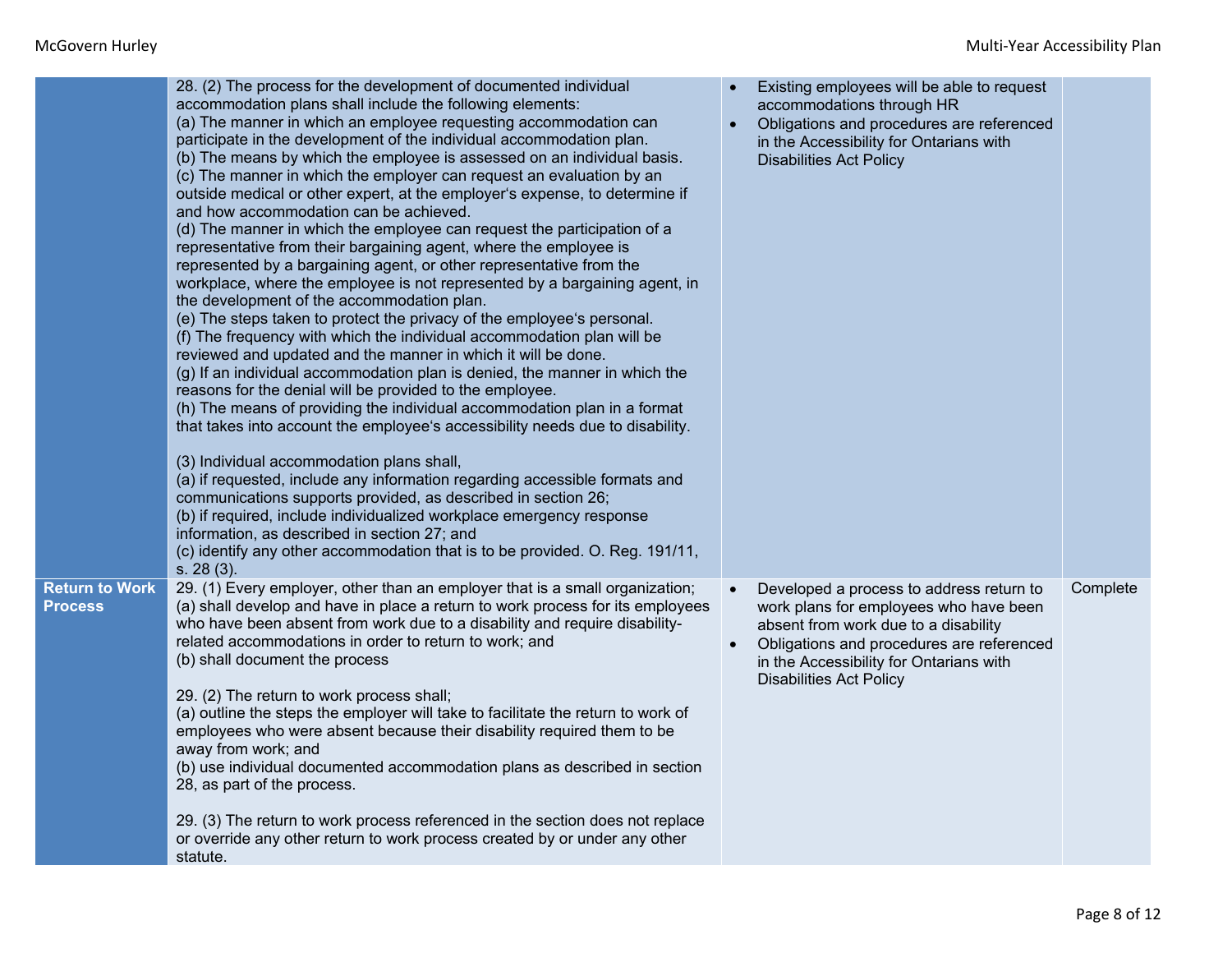| | | | |
|---|---|---|---|
| | 28. (2) The process for the development of documented individual accommodation plans shall include the following elements:<br>(a) The manner in which an employee requesting accommodation can participate in the development of the individual accommodation plan.<br>(b) The means by which the employee is assessed on an individual basis.<br>(c) The manner in which the employer can request an evaluation by an outside medical or other expert, at the employer's expense, to determine if and how accommodation can be achieved.<br>(d) The manner in which the employee can request the participation of a representative from their bargaining agent, where the employee is represented by a bargaining agent, or other representative from the workplace, where the employee is not represented by a bargaining agent, in the development of the accommodation plan.<br>(e) The steps taken to protect the privacy of the employee's personal.<br>(f) The frequency with which the individual accommodation plan will be reviewed and updated and the manner in which it will be done.<br>(g) If an individual accommodation plan is denied, the manner in which the reasons for the denial will be provided to the employee.<br>(h) The means of providing the individual accommodation plan in a format that takes into account the employee's accessibility needs due to disability.<br><br>(3) Individual accommodation plans shall,<br>(a) if requested, include any information regarding accessible formats and communications supports provided, as described in section 26;<br>(b) if required, include individualized workplace emergency response information, as described in section 27; and<br>(c) identify any other accommodation that is to be provided. O. Reg. 191/11, s. 28 (3). | • Existing employees will be able to request accommodations through HR<br>• Obligations and procedures are referenced in the Accessibility for Ontarians with Disabilities Act Policy | |
| **Return to Work Process** | 29. (1) Every employer, other than an employer that is a small organization;<br>(a) shall develop and have in place a return to work process for its employees who have been absent from work due to a disability and require disability-related accommodations in order to return to work; and<br>(b) shall document the process<br><br>29. (2) The return to work process shall;<br>(a) outline the steps the employer will take to facilitate the return to work of employees who were absent because their disability required them to be away from work; and<br>(b) use individual documented accommodation plans as described in section 28, as part of the process.<br><br>29. (3) The return to work process referenced in the section does not replace or override any other return to work process created by or under any other statute. | • Developed a process to address return to work plans for employees who have been absent from work due to a disability<br>• Obligations and procedures are referenced in the Accessibility for Ontarians with Disabilities Act Policy | Complete |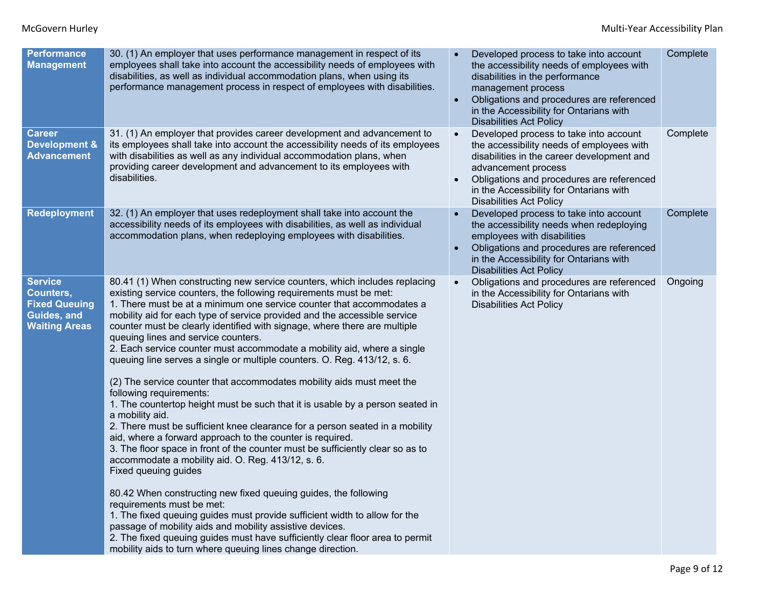| | | | |
|---|---|---|---|
| **Performance Management** | 30. (1) An employer that uses performance management in respect of its employees shall take into account the accessibility needs of employees with disabilities, as well as individual accommodation plans, when using its performance management process in respect of employees with disabilities. | • Developed process to take into account the accessibility needs of employees with disabilities in the performance management process<br>• Obligations and procedures are referenced in the Accessibility for Ontarians with Disabilities Act Policy | Complete |
| **Career Development & Advancement** | 31. (1) An employer that provides career development and advancement to its employees shall take into account the accessibility needs of its employees with disabilities as well as any individual accommodation plans, when providing career development and advancement to its employees with disabilities. | • Developed process to take into account the accessibility needs of employees with disabilities in the career development and advancement process<br>• Obligations and procedures are referenced in the Accessibility for Ontarians with Disabilities Act Policy | Complete |
| **Redeployment** | 32. (1) An employer that uses redeployment shall take into account the accessibility needs of its employees with disabilities, as well as individual accommodation plans, when redeploying employees with disabilities. | • Developed process to take into account the accessibility needs when redeploying employees with disabilities<br>• Obligations and procedures are referenced in the Accessibility for Ontarians with Disabilities Act Policy | Complete |
| **Service Counters, Fixed Queuing Guides, and Waiting Areas** | 80.41 (1) When constructing new service counters, which includes replacing existing service counters, the following requirements must be met:<br>1. There must be at a minimum one service counter that accommodates a mobility aid for each type of service provided and the accessible service counter must be clearly identified with signage, where there are multiple queuing lines and service counters.<br>2. Each service counter must accommodate a mobility aid, where a single queuing line serves a single or multiple counters. O. Reg. 413/12, s. 6.<br><br>(2) The service counter that accommodates mobility aids must meet the following requirements:<br>1. The countertop height must be such that it is usable by a person seated in a mobility aid.<br>2. There must be sufficient knee clearance for a person seated in a mobility aid, where a forward approach to the counter is required.<br>3. The floor space in front of the counter must be sufficiently clear so as to accommodate a mobility aid. O. Reg. 413/12, s. 6.<br>Fixed queuing guides<br><br>80.42 When constructing new fixed queuing guides, the following requirements must be met:<br>1. The fixed queuing guides must provide sufficient width to allow for the passage of mobility aids and mobility assistive devices.<br>2. The fixed queuing guides must have sufficiently clear floor area to permit mobility aids to turn where queuing lines change direction. | • Obligations and procedures are referenced in the Accessibility for Ontarians with Disabilities Act Policy | Ongoing |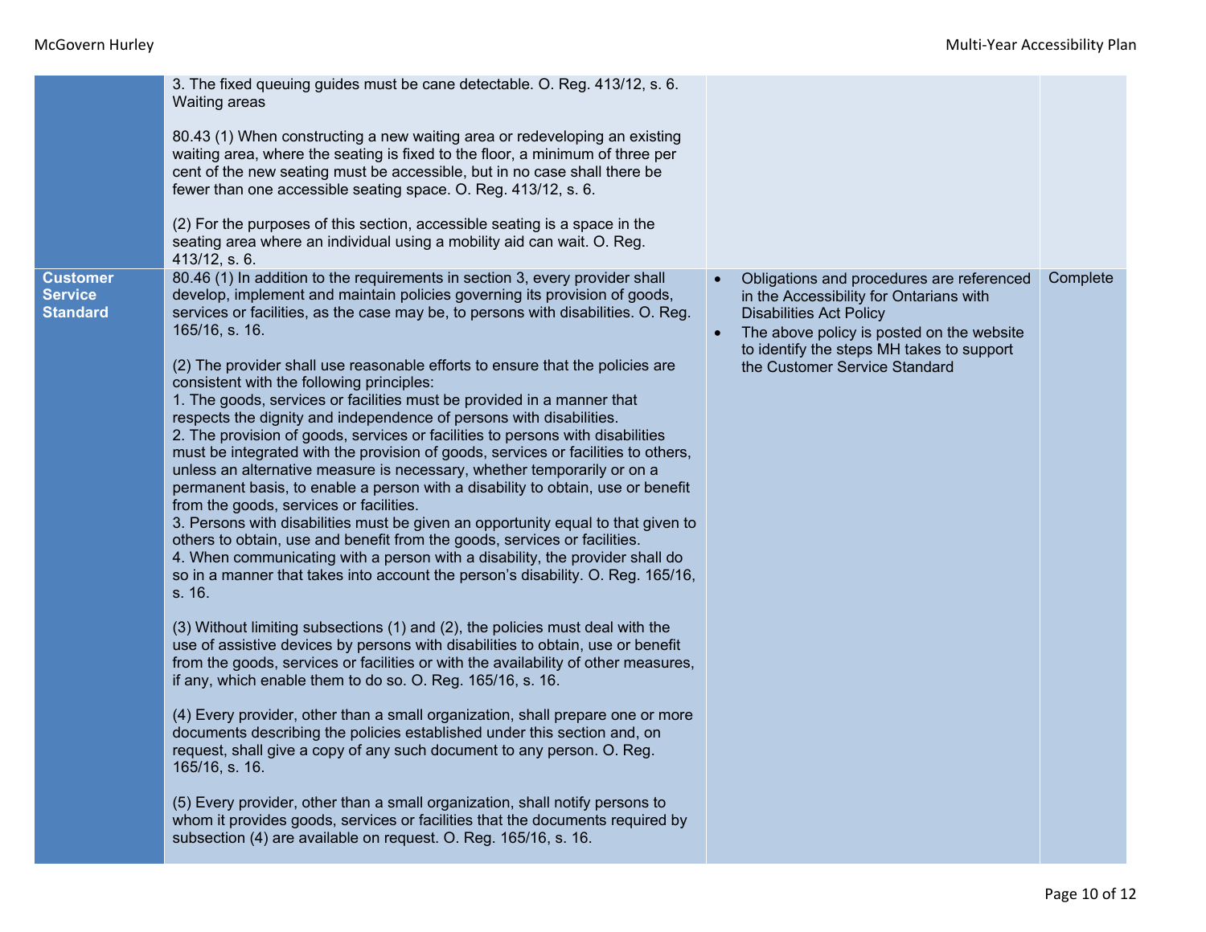| | | | |
|---|---|---|---|
| | 3. The fixed queuing guides must be cane detectable. O. Reg. 413/12, s. 6.<br>Waiting areas<br><br>80.43 (1) When constructing a new waiting area or redeveloping an existing waiting area, where the seating is fixed to the floor, a minimum of three per cent of the new seating must be accessible, but in no case shall there be fewer than one accessible seating space. O. Reg. 413/12, s. 6.<br><br>(2) For the purposes of this section, accessible seating is a space in the seating area where an individual using a mobility aid can wait. O. Reg. 413/12, s. 6. | | |
| **Customer Service Standard** | 80.46 (1) In addition to the requirements in section 3, every provider shall develop, implement and maintain policies governing its provision of goods, services or facilities, as the case may be, to persons with disabilities. O. Reg. 165/16, s. 16.<br><br>(2) The provider shall use reasonable efforts to ensure that the policies are consistent with the following principles:<br>1. The goods, services or facilities must be provided in a manner that respects the dignity and independence of persons with disabilities.<br>2. The provision of goods, services or facilities to persons with disabilities must be integrated with the provision of goods, services or facilities to others, unless an alternative measure is necessary, whether temporarily or on a permanent basis, to enable a person with a disability to obtain, use or benefit from the goods, services or facilities.<br>3. Persons with disabilities must be given an opportunity equal to that given to others to obtain, use and benefit from the goods, services or facilities.<br>4. When communicating with a person with a disability, the provider shall do so in a manner that takes into account the person's disability. O. Reg. 165/16, s. 16.<br><br>(3) Without limiting subsections (1) and (2), the policies must deal with the use of assistive devices by persons with disabilities to obtain, use or benefit from the goods, services or facilities or with the availability of other measures, if any, which enable them to do so. O. Reg. 165/16, s. 16.<br><br>(4) Every provider, other than a small organization, shall prepare one or more documents describing the policies established under this section and, on request, shall give a copy of any such document to any person. O. Reg. 165/16, s. 16.<br><br>(5) Every provider, other than a small organization, shall notify persons to whom it provides goods, services or facilities that the documents required by subsection (4) are available on request. O. Reg. 165/16, s. 16. | • Obligations and procedures are referenced in the Accessibility for Ontarians with Disabilities Act Policy<br>• The above policy is posted on the website to identify the steps MH takes to support the Customer Service Standard | Complete |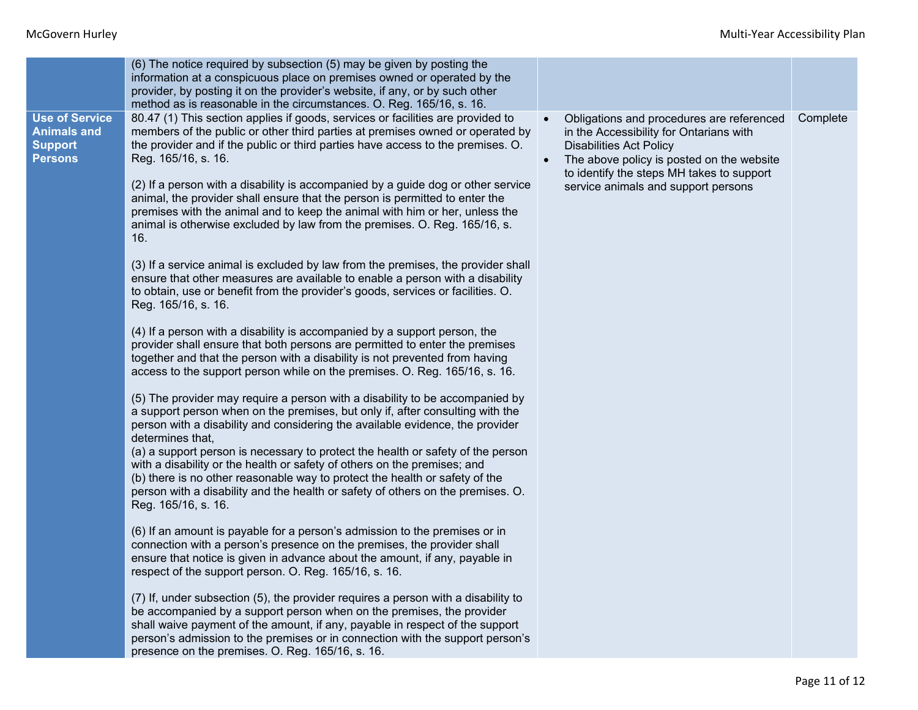| | | | |
|---|---|---|---|
| | (6) The notice required by subsection (5) may be given by posting the information at a conspicuous place on premises owned or operated by the provider, by posting it on the provider's website, if any, or by such other method as is reasonable in the circumstances. O. Reg. 165/16, s. 16. | | |
| **Use of Service Animals and Support Persons** | 80.47 (1) This section applies if goods, services or facilities are provided to members of the public or other third parties at premises owned or operated by the provider and if the public or third parties have access to the premises. O. Reg. 165/16, s. 16.<br><br>(2) If a person with a disability is accompanied by a guide dog or other service animal, the provider shall ensure that the person is permitted to enter the premises with the animal and to keep the animal with him or her, unless the animal is otherwise excluded by law from the premises. O. Reg. 165/16, s. 16.<br><br>(3) If a service animal is excluded by law from the premises, the provider shall ensure that other measures are available to enable a person with a disability to obtain, use or benefit from the provider's goods, services or facilities. O. Reg. 165/16, s. 16.<br><br>(4) If a person with a disability is accompanied by a support person, the provider shall ensure that both persons are permitted to enter the premises together and that the person with a disability is not prevented from having access to the support person while on the premises. O. Reg. 165/16, s. 16.<br><br>(5) The provider may require a person with a disability to be accompanied by a support person when on the premises, but only if, after consulting with the person with a disability and considering the available evidence, the provider determines that,<br>(a) a support person is necessary to protect the health or safety of the person with a disability or the health or safety of others on the premises; and<br>(b) there is no other reasonable way to protect the health or safety of the person with a disability and the health or safety of others on the premises. O. Reg. 165/16, s. 16.<br><br>(6) If an amount is payable for a person's admission to the premises or in connection with a person's presence on the premises, the provider shall ensure that notice is given in advance about the amount, if any, payable in respect of the support person. O. Reg. 165/16, s. 16.<br><br>(7) If, under subsection (5), the provider requires a person with a disability to be accompanied by a support person when on the premises, the provider shall waive payment of the amount, if any, payable in respect of the support person's admission to the premises or in connection with the support person's presence on the premises. O. Reg. 165/16, s. 16. | • Obligations and procedures are referenced in the Accessibility for Ontarians with Disabilities Act Policy<br>• The above policy is posted on the website to identify the steps MH takes to support service animals and support persons | Complete |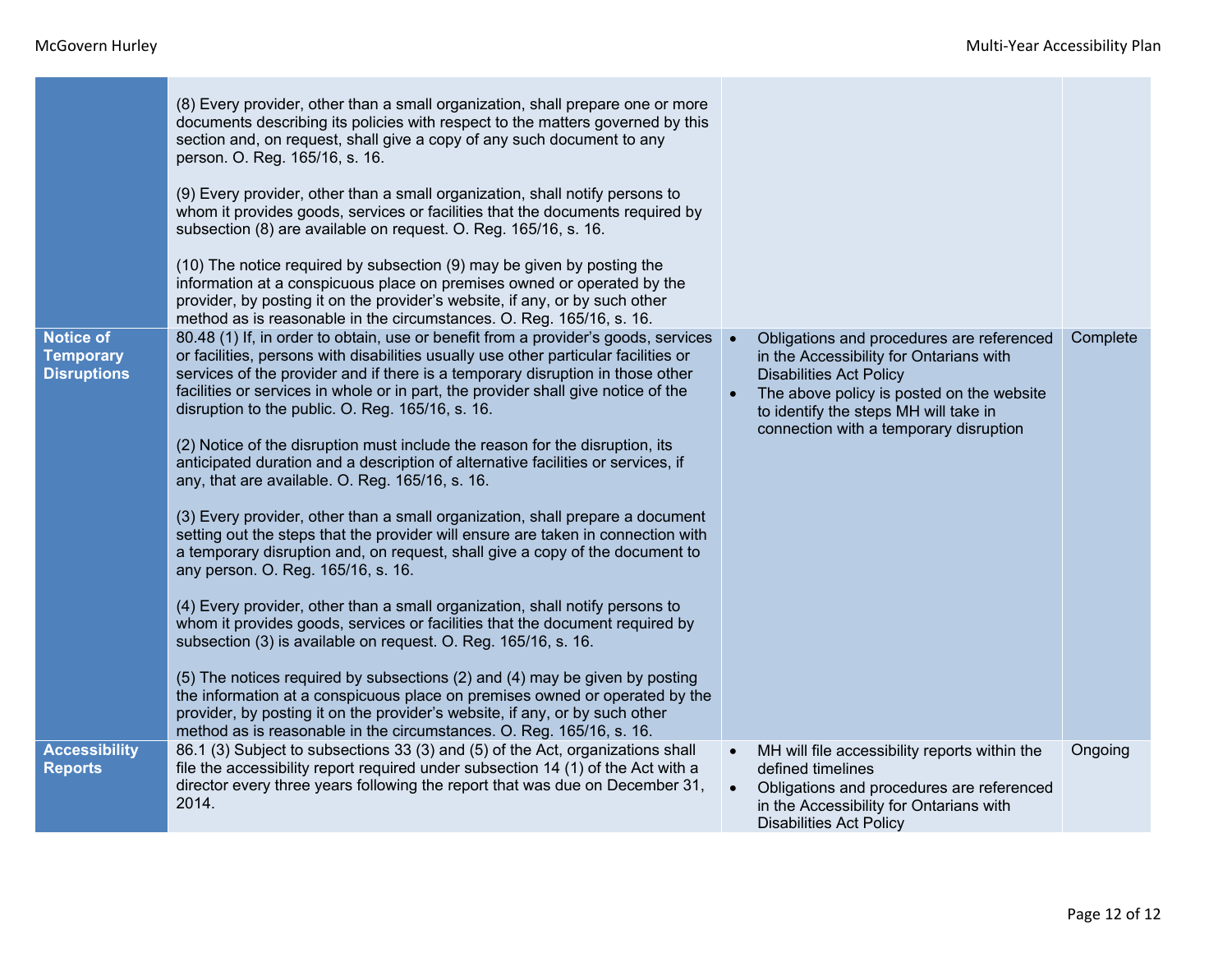| | | | |
|---|---|---|---|
| | (8) Every provider, other than a small organization, shall prepare one or more documents describing its policies with respect to the matters governed by this section and, on request, shall give a copy of any such document to any person. O. Reg. 165/16, s. 16.<br><br>(9) Every provider, other than a small organization, shall notify persons to whom it provides goods, services or facilities that the documents required by subsection (8) are available on request. O. Reg. 165/16, s. 16.<br><br>(10) The notice required by subsection (9) may be given by posting the information at a conspicuous place on premises owned or operated by the provider, by posting it on the provider's website, if any, or by such other method as is reasonable in the circumstances. O. Reg. 165/16, s. 16. | | |
| **Notice of Temporary Disruptions** | 80.48 (1) If, in order to obtain, use or benefit from a provider's goods, services or facilities, persons with disabilities usually use other particular facilities or services of the provider and if there is a temporary disruption in those other facilities or services in whole or in part, the provider shall give notice of the disruption to the public. O. Reg. 165/16, s. 16.<br><br>(2) Notice of the disruption must include the reason for the disruption, its anticipated duration and a description of alternative facilities or services, if any, that are available. O. Reg. 165/16, s. 16.<br><br>(3) Every provider, other than a small organization, shall prepare a document setting out the steps that the provider will ensure are taken in connection with a temporary disruption and, on request, shall give a copy of the document to any person. O. Reg. 165/16, s. 16.<br><br>(4) Every provider, other than a small organization, shall notify persons to whom it provides goods, services or facilities that the document required by subsection (3) is available on request. O. Reg. 165/16, s. 16.<br><br>(5) The notices required by subsections (2) and (4) may be given by posting the information at a conspicuous place on premises owned or operated by the provider, by posting it on the provider's website, if any, or by such other method as is reasonable in the circumstances. O. Reg. 165/16, s. 16. | • Obligations and procedures are referenced in the Accessibility for Ontarians with Disabilities Act Policy<br>• The above policy is posted on the website to identify the steps MH will take in connection with a temporary disruption | Complete |
| **Accessibility Reports** | 86.1 (3) Subject to subsections 33 (3) and (5) of the Act, organizations shall file the accessibility report required under subsection 14 (1) of the Act with a director every three years following the report that was due on December 31, 2014. | • MH will file accessibility reports within the defined timelines<br>• Obligations and procedures are referenced in the Accessibility for Ontarians with Disabilities Act Policy | Ongoing |